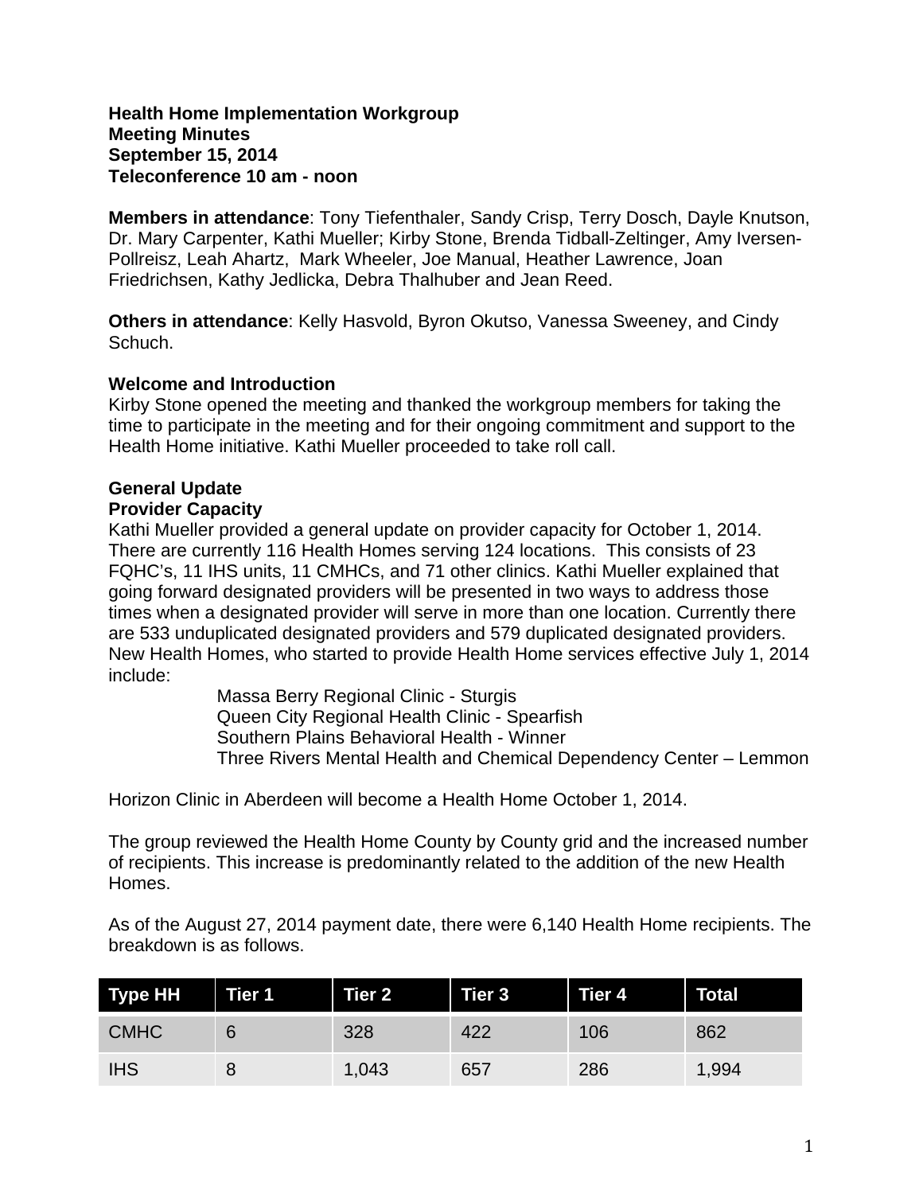**Health Home Implementation Workgroup**
**Meeting Minutes**
**September 15, 2014**
**Teleconference 10 am - noon**

**Members in attendance**: Tony Tiefenthaler, Sandy Crisp, Terry Dosch, Dayle Knutson, Dr. Mary Carpenter, Kathi Mueller; Kirby Stone, Brenda Tidball-Zeltinger, Amy Iversen-Pollreisz, Leah Ahartz, Mark Wheeler, Joe Manual, Heather Lawrence, Joan Friedrichsen, Kathy Jedlicka, Debra Thalhuber and Jean Reed.

**Others in attendance**: Kelly Hasvold, Byron Okutso, Vanessa Sweeney, and Cindy Schuch.

**Welcome and Introduction**

Kirby Stone opened the meeting and thanked the workgroup members for taking the time to participate in the meeting and for their ongoing commitment and support to the Health Home initiative. Kathi Mueller proceeded to take roll call.

**General Update**

**Provider Capacity**

Kathi Mueller provided a general update on provider capacity for October 1, 2014. There are currently 116 Health Homes serving 124 locations. This consists of 23 FQHC's, 11 IHS units, 11 CMHCs, and 71 other clinics. Kathi Mueller explained that going forward designated providers will be presented in two ways to address those times when a designated provider will serve in more than one location. Currently there are 533 unduplicated designated providers and 579 duplicated designated providers. New Health Homes, who started to provide Health Home services effective July 1, 2014 include:

Massa Berry Regional Clinic - Sturgis
Queen City Regional Health Clinic - Spearfish
Southern Plains Behavioral Health - Winner
Three Rivers Mental Health and Chemical Dependency Center – Lemmon

Horizon Clinic in Aberdeen will become a Health Home October 1, 2014.

The group reviewed the Health Home County by County grid and the increased number of recipients. This increase is predominantly related to the addition of the new Health Homes.

As of the August 27, 2014 payment date, there were 6,140 Health Home recipients. The breakdown is as follows.

| Type HH | Tier 1 | Tier 2 | Tier 3 | Tier 4 | Total |
|---|---|---|---|---|---|
| CMHC | 6 | 328 | 422 | 106 | 862 |
| IHS | 8 | 1,043 | 657 | 286 | 1,994 |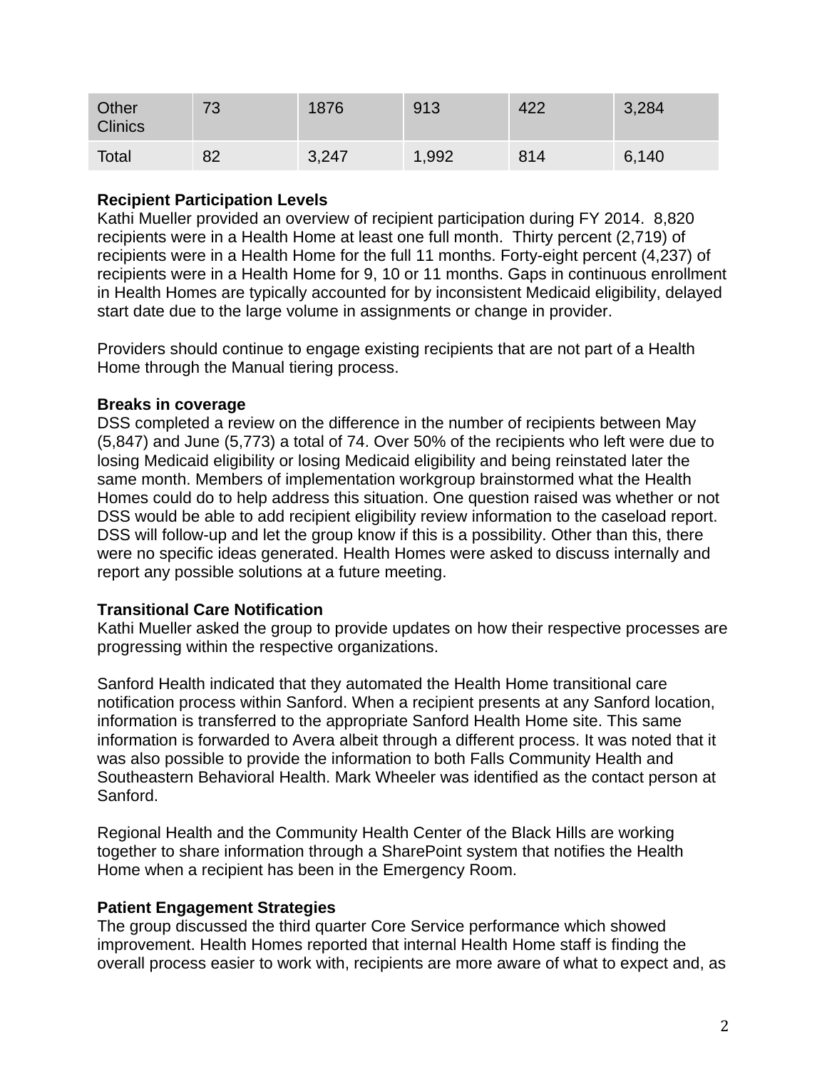| | | | | | |
|---|---|---|---|---|---|
| Other Clinics | 73 | 1876 | 913 | 422 | 3,284 |
| Total | 82 | 3,247 | 1,992 | 814 | 6,140 |

**Recipient Participation Levels**
Kathi Mueller provided an overview of recipient participation during FY 2014. 8,820 recipients were in a Health Home at least one full month. Thirty percent (2,719) of recipients were in a Health Home for the full 11 months. Forty-eight percent (4,237) of recipients were in a Health Home for 9, 10 or 11 months. Gaps in continuous enrollment in Health Homes are typically accounted for by inconsistent Medicaid eligibility, delayed start date due to the large volume in assignments or change in provider.

Providers should continue to engage existing recipients that are not part of a Health Home through the Manual tiering process.

**Breaks in coverage**
DSS completed a review on the difference in the number of recipients between May (5,847) and June (5,773) a total of 74. Over 50% of the recipients who left were due to losing Medicaid eligibility or losing Medicaid eligibility and being reinstated later the same month. Members of implementation workgroup brainstormed what the Health Homes could do to help address this situation. One question raised was whether or not DSS would be able to add recipient eligibility review information to the caseload report. DSS will follow-up and let the group know if this is a possibility. Other than this, there were no specific ideas generated. Health Homes were asked to discuss internally and report any possible solutions at a future meeting.

**Transitional Care Notification**
Kathi Mueller asked the group to provide updates on how their respective processes are progressing within the respective organizations.

Sanford Health indicated that they automated the Health Home transitional care notification process within Sanford. When a recipient presents at any Sanford location, information is transferred to the appropriate Sanford Health Home site. This same information is forwarded to Avera albeit through a different process. It was noted that it was also possible to provide the information to both Falls Community Health and Southeastern Behavioral Health. Mark Wheeler was identified as the contact person at Sanford.

Regional Health and the Community Health Center of the Black Hills are working together to share information through a SharePoint system that notifies the Health Home when a recipient has been in the Emergency Room.

**Patient Engagement Strategies**
The group discussed the third quarter Core Service performance which showed improvement. Health Homes reported that internal Health Home staff is finding the overall process easier to work with, recipients are more aware of what to expect and, as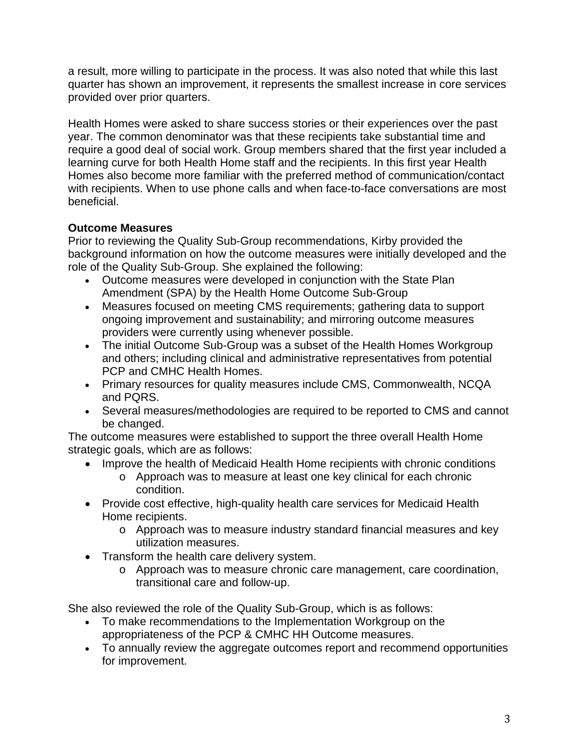a result, more willing to participate in the process. It was also noted that while this last quarter has shown an improvement, it represents the smallest increase in core services provided over prior quarters.

Health Homes were asked to share success stories or their experiences over the past year. The common denominator was that these recipients take substantial time and require a good deal of social work. Group members shared that the first year included a learning curve for both Health Home staff and the recipients. In this first year Health Homes also become more familiar with the preferred method of communication/contact with recipients. When to use phone calls and when face-to-face conversations are most beneficial.

**Outcome Measures**

Prior to reviewing the Quality Sub-Group recommendations, Kirby provided the background information on how the outcome measures were initially developed and the role of the Quality Sub-Group. She explained the following:

- Outcome measures were developed in conjunction with the State Plan Amendment (SPA) by the Health Home Outcome Sub-Group
- Measures focused on meeting CMS requirements; gathering data to support ongoing improvement and sustainability; and mirroring outcome measures providers were currently using whenever possible.
- The initial Outcome Sub-Group was a subset of the Health Homes Workgroup and others; including clinical and administrative representatives from potential PCP and CMHC Health Homes.
- Primary resources for quality measures include CMS, Commonwealth, NCQA and PQRS.
- Several measures/methodologies are required to be reported to CMS and cannot be changed.

The outcome measures were established to support the three overall Health Home strategic goals, which are as follows:

- Improve the health of Medicaid Health Home recipients with chronic conditions
  - Approach was to measure at least one key clinical for each chronic condition.
- Provide cost effective, high-quality health care services for Medicaid Health Home recipients.
  - Approach was to measure industry standard financial measures and key utilization measures.
- Transform the health care delivery system.
  - Approach was to measure chronic care management, care coordination, transitional care and follow-up.

She also reviewed the role of the Quality Sub-Group, which is as follows:

- To make recommendations to the Implementation Workgroup on the appropriateness of the PCP & CMHC HH Outcome measures.
- To annually review the aggregate outcomes report and recommend opportunities for improvement.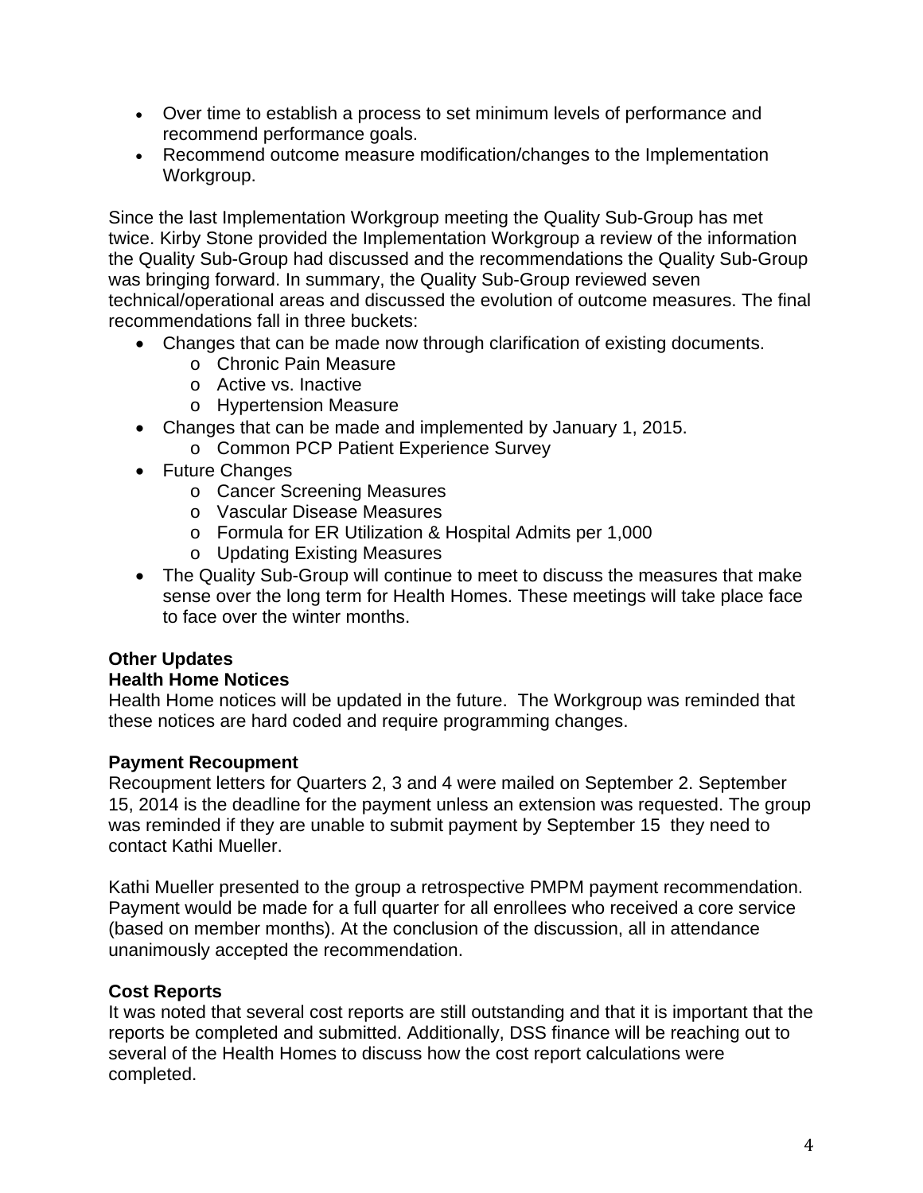- Over time to establish a process to set minimum levels of performance and recommend performance goals.
- Recommend outcome measure modification/changes to the Implementation Workgroup.

Since the last Implementation Workgroup meeting the Quality Sub-Group has met twice. Kirby Stone provided the Implementation Workgroup a review of the information the Quality Sub-Group had discussed and the recommendations the Quality Sub-Group was bringing forward. In summary, the Quality Sub-Group reviewed seven technical/operational areas and discussed the evolution of outcome measures. The final recommendations fall in three buckets:

- Changes that can be made now through clarification of existing documents.
  - Chronic Pain Measure
  - Active vs. Inactive
  - Hypertension Measure
- Changes that can be made and implemented by January 1, 2015.
  - Common PCP Patient Experience Survey
- Future Changes
  - Cancer Screening Measures
  - Vascular Disease Measures
  - Formula for ER Utilization & Hospital Admits per 1,000
  - Updating Existing Measures
- The Quality Sub-Group will continue to meet to discuss the measures that make sense over the long term for Health Homes. These meetings will take place face to face over the winter months.

**Other Updates**

**Health Home Notices**

Health Home notices will be updated in the future. The Workgroup was reminded that these notices are hard coded and require programming changes.

**Payment Recoupment**

Recoupment letters for Quarters 2, 3 and 4 were mailed on September 2. September 15, 2014 is the deadline for the payment unless an extension was requested. The group was reminded if they are unable to submit payment by September 15 they need to contact Kathi Mueller.

Kathi Mueller presented to the group a retrospective PMPM payment recommendation. Payment would be made for a full quarter for all enrollees who received a core service (based on member months). At the conclusion of the discussion, all in attendance unanimously accepted the recommendation.

**Cost Reports**

It was noted that several cost reports are still outstanding and that it is important that the reports be completed and submitted. Additionally, DSS finance will be reaching out to several of the Health Homes to discuss how the cost report calculations were completed.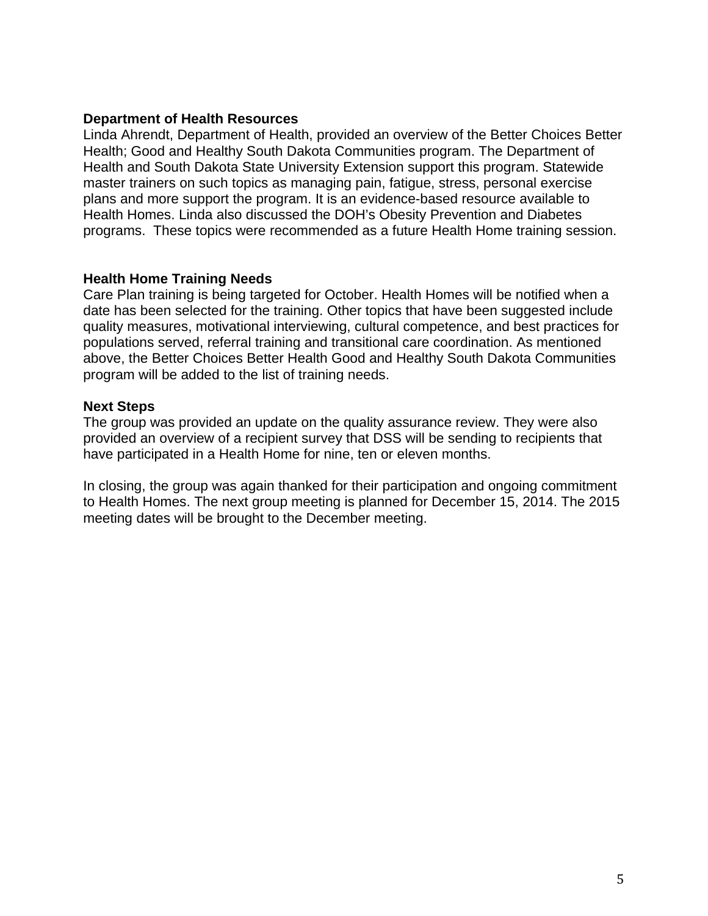**Department of Health Resources**
Linda Ahrendt, Department of Health, provided an overview of the Better Choices Better Health; Good and Healthy South Dakota Communities program. The Department of Health and South Dakota State University Extension support this program. Statewide master trainers on such topics as managing pain, fatigue, stress, personal exercise plans and more support the program. It is an evidence-based resource available to Health Homes. Linda also discussed the DOH's Obesity Prevention and Diabetes programs. These topics were recommended as a future Health Home training session.

**Health Home Training Needs**
Care Plan training is being targeted for October. Health Homes will be notified when a date has been selected for the training. Other topics that have been suggested include quality measures, motivational interviewing, cultural competence, and best practices for populations served, referral training and transitional care coordination. As mentioned above, the Better Choices Better Health Good and Healthy South Dakota Communities program will be added to the list of training needs.

**Next Steps**
The group was provided an update on the quality assurance review. They were also provided an overview of a recipient survey that DSS will be sending to recipients that have participated in a Health Home for nine, ten or eleven months.

In closing, the group was again thanked for their participation and ongoing commitment to Health Homes. The next group meeting is planned for December 15, 2014. The 2015 meeting dates will be brought to the December meeting.